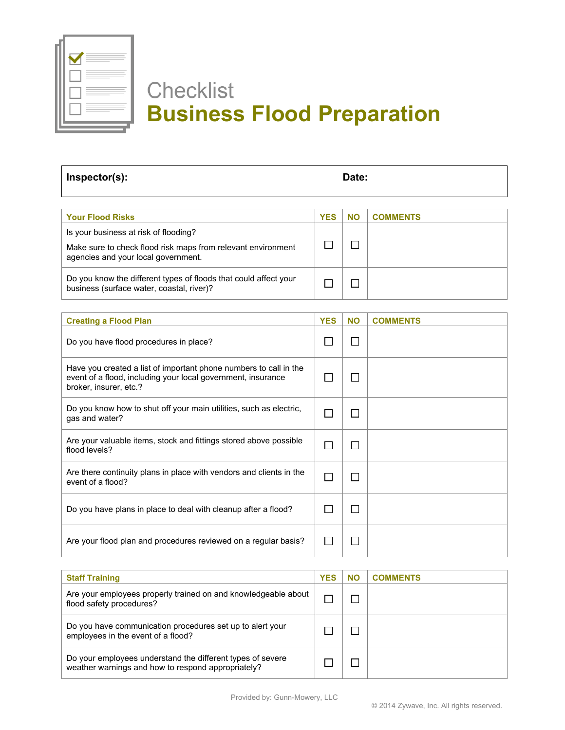# Checklist
# Business Flood Preparation

| **Inspector(s):** | **Date:** |
|---|---|
| | |

| Your Flood Risks | YES | NO | COMMENTS |
|---|---|---|---|
| Is your business at risk of flooding?<br><br>Make sure to check flood risk maps from relevant environment agencies and your local government. | ☐ | ☐ | |
| Do you know the different types of floods that could affect your business (surface water, coastal, river)? | ☐ | ☐ | |

| Creating a Flood Plan | YES | NO | COMMENTS |
|---|---|---|---|
| Do you have flood procedures in place? | ☐ | ☐ | |
| Have you created a list of important phone numbers to call in the event of a flood, including your local government, insurance broker, insurer, etc.? | ☐ | ☐ | |
| Do you know how to shut off your main utilities, such as electric, gas and water? | ☐ | ☐ | |
| Are your valuable items, stock and fittings stored above possible flood levels? | ☐ | ☐ | |
| Are there continuity plans in place with vendors and clients in the event of a flood? | ☐ | ☐ | |
| Do you have plans in place to deal with cleanup after a flood? | ☐ | ☐ | |
| Are your flood plan and procedures reviewed on a regular basis? | ☐ | ☐ | |

| Staff Training | YES | NO | COMMENTS |
|---|---|---|---|
| Are your employees properly trained on and knowledgeable about flood safety procedures? | ☐ | ☐ | |
| Do you have communication procedures set up to alert your employees in the event of a flood? | ☐ | ☐ | |
| Do your employees understand the different types of severe weather warnings and how to respond appropriately? | ☐ | ☐ | |

Provided by: Gunn-Mowery, LLC

© 2014 Zywave, Inc. All rights reserved.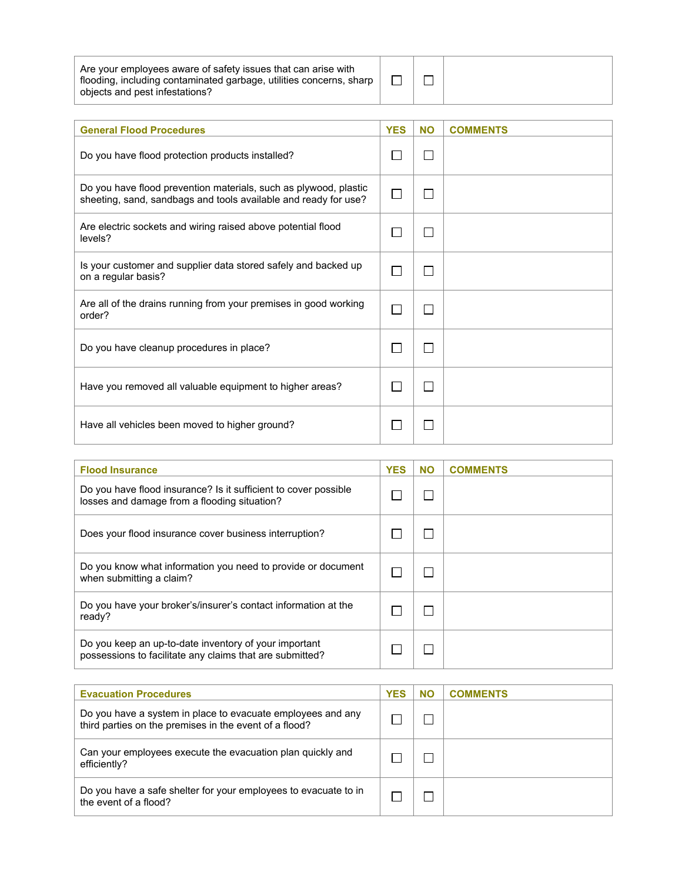| | | | |
|---|---|---|---|
| Are your employees aware of safety issues that can arise with flooding, including contaminated garbage, utilities concerns, sharp objects and pest infestations? | ☐ | ☐ | |

| General Flood Procedures | YES | NO | COMMENTS |
|---|---|---|---|
| Do you have flood protection products installed? | ☐ | ☐ | |
| Do you have flood prevention materials, such as plywood, plastic sheeting, sand, sandbags and tools available and ready for use? | ☐ | ☐ | |
| Are electric sockets and wiring raised above potential flood levels? | ☐ | ☐ | |
| Is your customer and supplier data stored safely and backed up on a regular basis? | ☐ | ☐ | |
| Are all of the drains running from your premises in good working order? | ☐ | ☐ | |
| Do you have cleanup procedures in place? | ☐ | ☐ | |
| Have you removed all valuable equipment to higher areas? | ☐ | ☐ | |
| Have all vehicles been moved to higher ground? | ☐ | ☐ | |

| Flood Insurance | YES | NO | COMMENTS |
|---|---|---|---|
| Do you have flood insurance? Is it sufficient to cover possible losses and damage from a flooding situation? | ☐ | ☐ | |
| Does your flood insurance cover business interruption? | ☐ | ☐ | |
| Do you know what information you need to provide or document when submitting a claim? | ☐ | ☐ | |
| Do you have your broker's/insurer's contact information at the ready? | ☐ | ☐ | |
| Do you keep an up-to-date inventory of your important possessions to facilitate any claims that are submitted? | ☐ | ☐ | |

| Evacuation Procedures | YES | NO | COMMENTS |
|---|---|---|---|
| Do you have a system in place to evacuate employees and any third parties on the premises in the event of a flood? | ☐ | ☐ | |
| Can your employees execute the evacuation plan quickly and efficiently? | ☐ | ☐ | |
| Do you have a safe shelter for your employees to evacuate to in the event of a flood? | ☐ | ☐ | |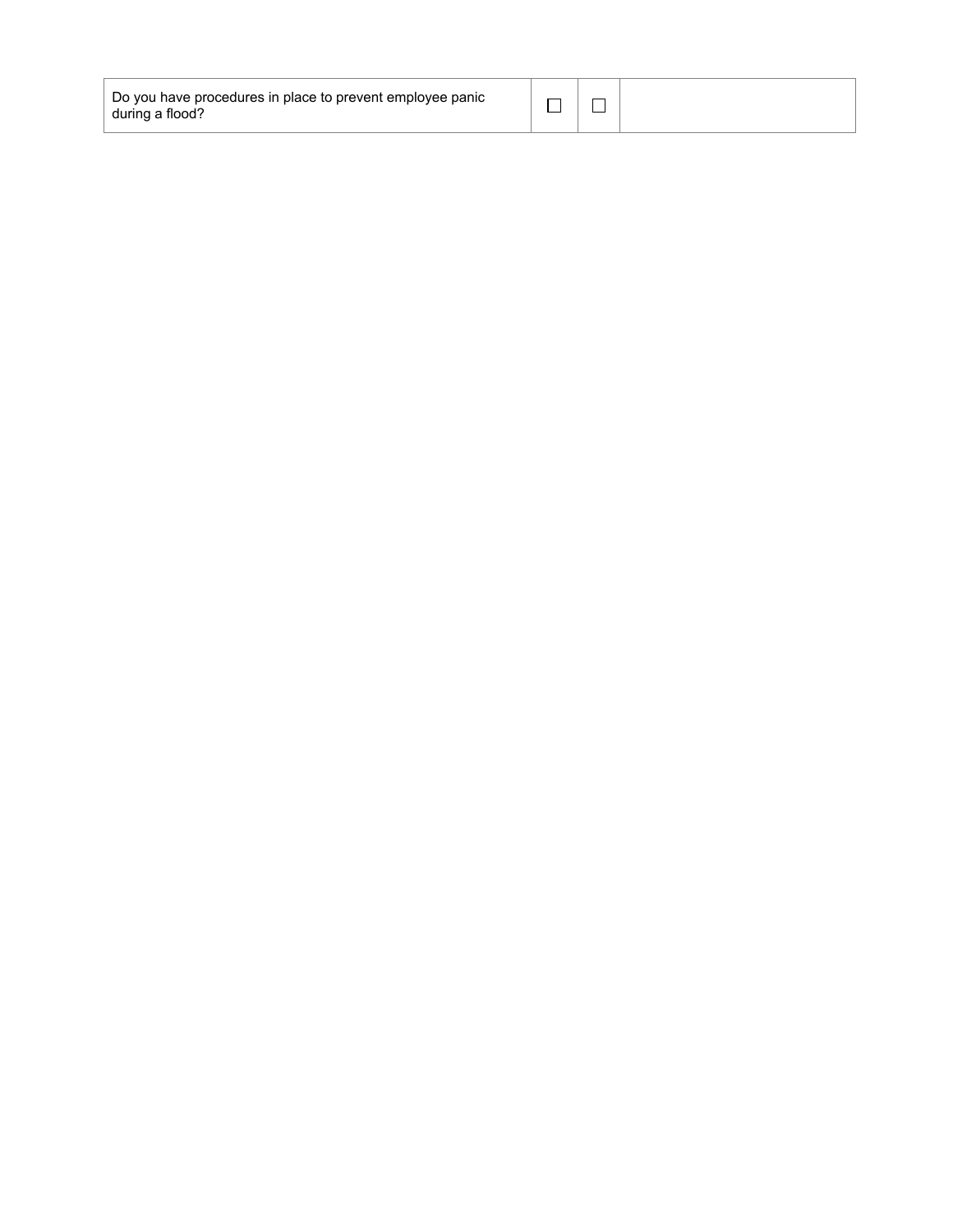| | | | |
|---|---|---|---|
| Do you have procedures in place to prevent employee panic during a flood? | ☐ | ☐ | |